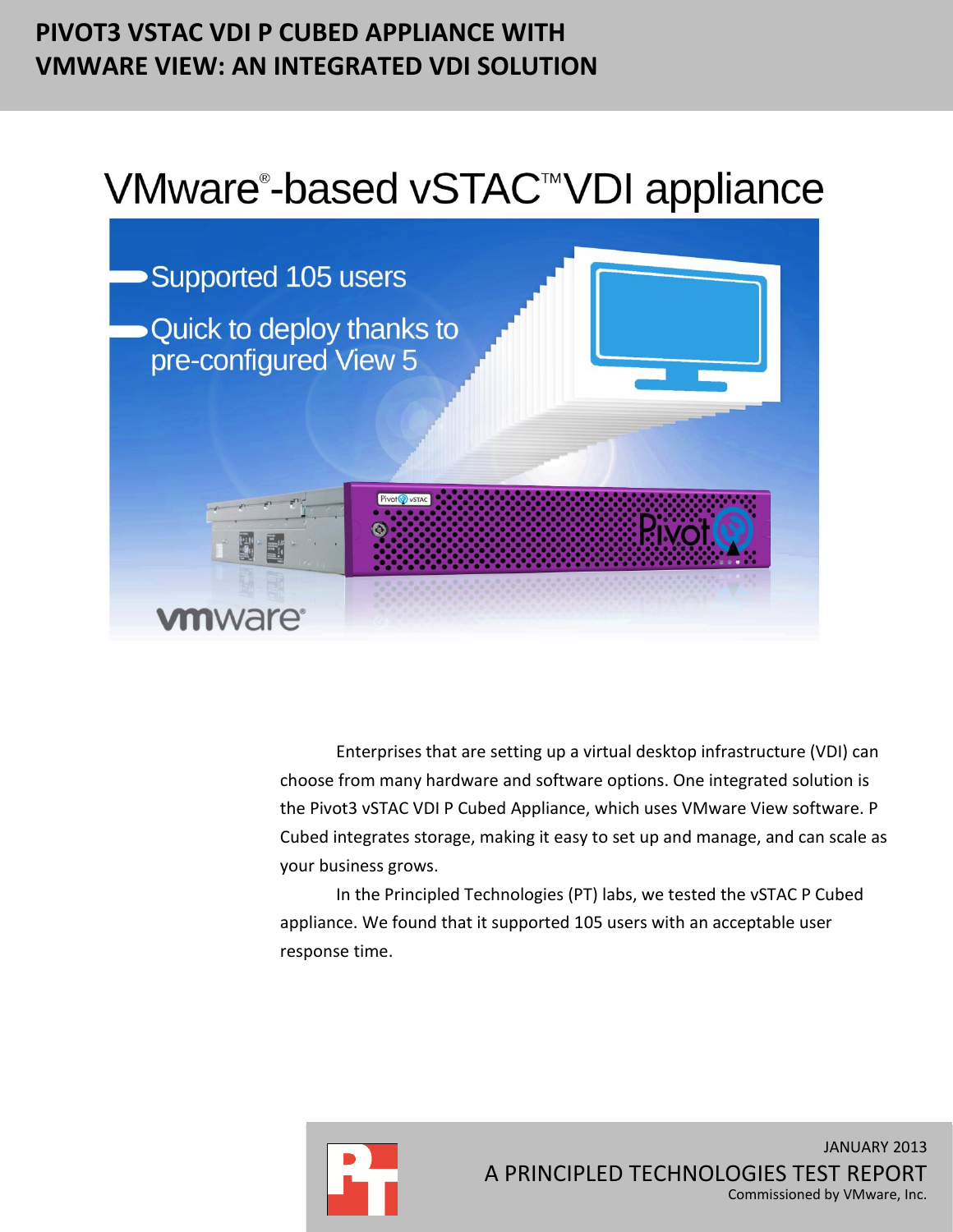# PIVOT3 VSTAC VDI P CUBED APPLIANCE WITH VMWARE VIEW: AN INTEGRATED VDI SOLUTION

## VMware®-based vSTAC™VDI appliance

- Supported 105 users
- Quick to deploy thanks to pre-configured View 5

Enterprises that are setting up a virtual desktop infrastructure (VDI) can choose from many hardware and software options. One integrated solution is the Pivot3 vSTAC VDI P Cubed Appliance, which uses VMware View software. P Cubed integrates storage, making it easy to set up and manage, and can scale as your business grows.

In the Principled Technologies (PT) labs, we tested the vSTAC P Cubed appliance. We found that it supported 105 users with an acceptable user response time.

JANUARY 2013

A PRINCIPLED TECHNOLOGIES TEST REPORT

Commissioned by VMware, Inc.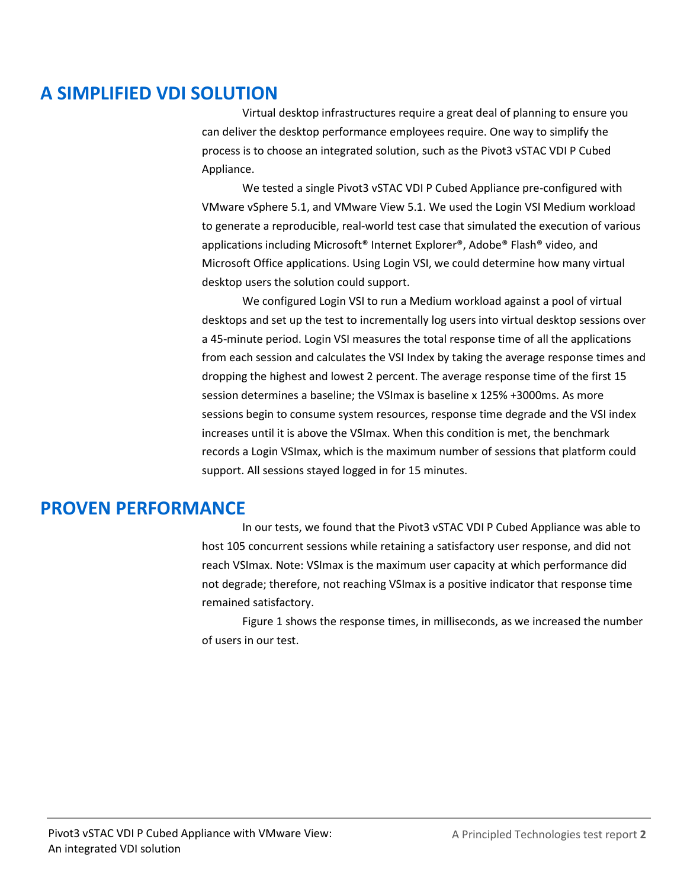## A SIMPLIFIED VDI SOLUTION

Virtual desktop infrastructures require a great deal of planning to ensure you can deliver the desktop performance employees require. One way to simplify the process is to choose an integrated solution, such as the Pivot3 vSTAC VDI P Cubed Appliance.

We tested a single Pivot3 vSTAC VDI P Cubed Appliance pre-configured with VMware vSphere 5.1, and VMware View 5.1. We used the Login VSI Medium workload to generate a reproducible, real-world test case that simulated the execution of various applications including Microsoft® Internet Explorer®, Adobe® Flash® video, and Microsoft Office applications. Using Login VSI, we could determine how many virtual desktop users the solution could support.

We configured Login VSI to run a Medium workload against a pool of virtual desktops and set up the test to incrementally log users into virtual desktop sessions over a 45-minute period. Login VSI measures the total response time of all the applications from each session and calculates the VSI Index by taking the average response times and dropping the highest and lowest 2 percent. The average response time of the first 15 session determines a baseline; the VSImax is baseline x 125% +3000ms. As more sessions begin to consume system resources, response time degrade and the VSI index increases until it is above the VSImax. When this condition is met, the benchmark records a Login VSImax, which is the maximum number of sessions that platform could support. All sessions stayed logged in for 15 minutes.

## PROVEN PERFORMANCE

In our tests, we found that the Pivot3 vSTAC VDI P Cubed Appliance was able to host 105 concurrent sessions while retaining a satisfactory user response, and did not reach VSImax. Note: VSImax is the maximum user capacity at which performance did not degrade; therefore, not reaching VSImax is a positive indicator that response time remained satisfactory.

Figure 1 shows the response times, in milliseconds, as we increased the number of users in our test.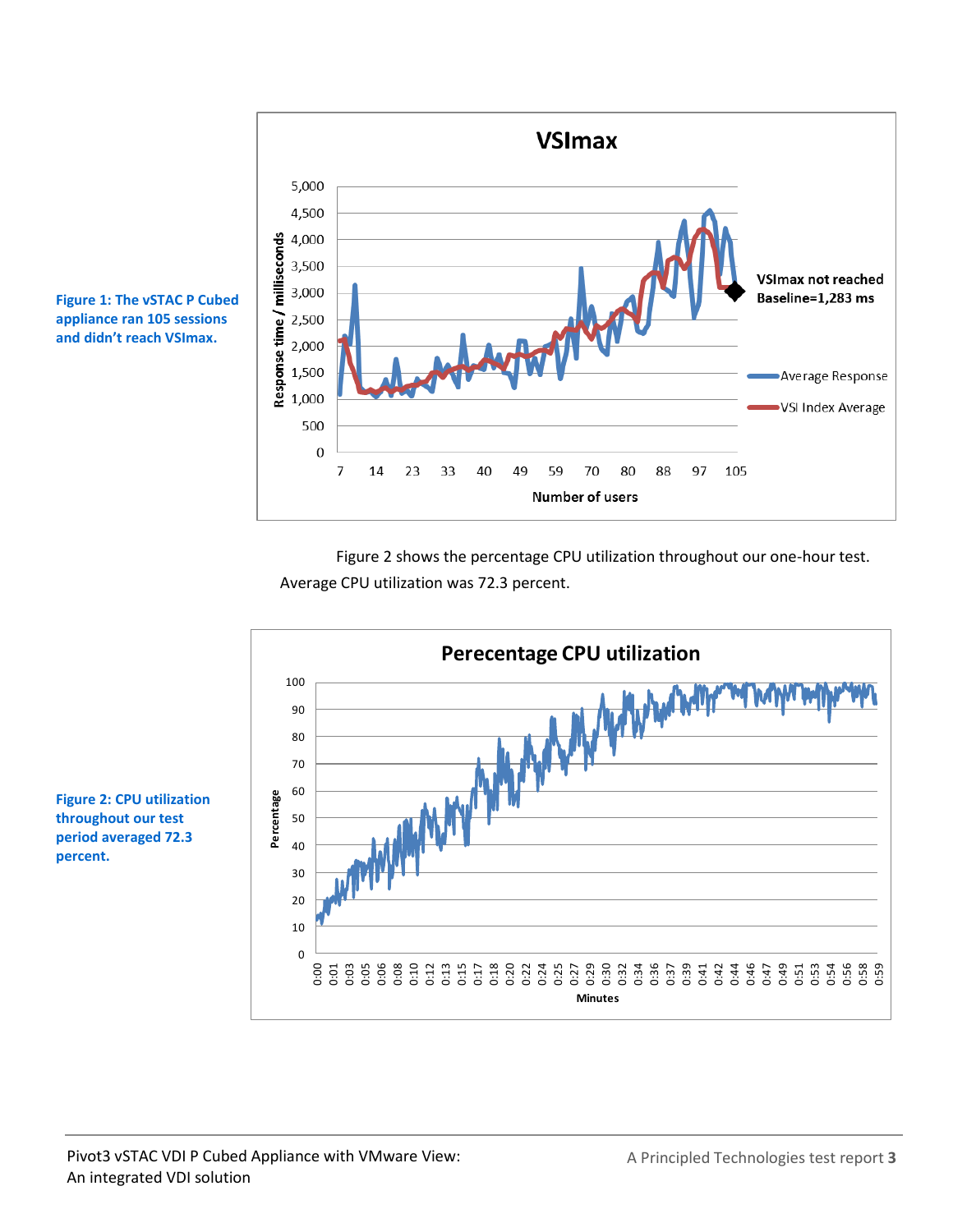Figure 1: The vSTAC P Cubed appliance ran 105 sessions and didn't reach VSImax.

Figure 2 shows the percentage CPU utilization throughout our one-hour test. Average CPU utilization was 72.3 percent.

Figure 2: CPU utilization throughout our test period averaged 72.3 percent.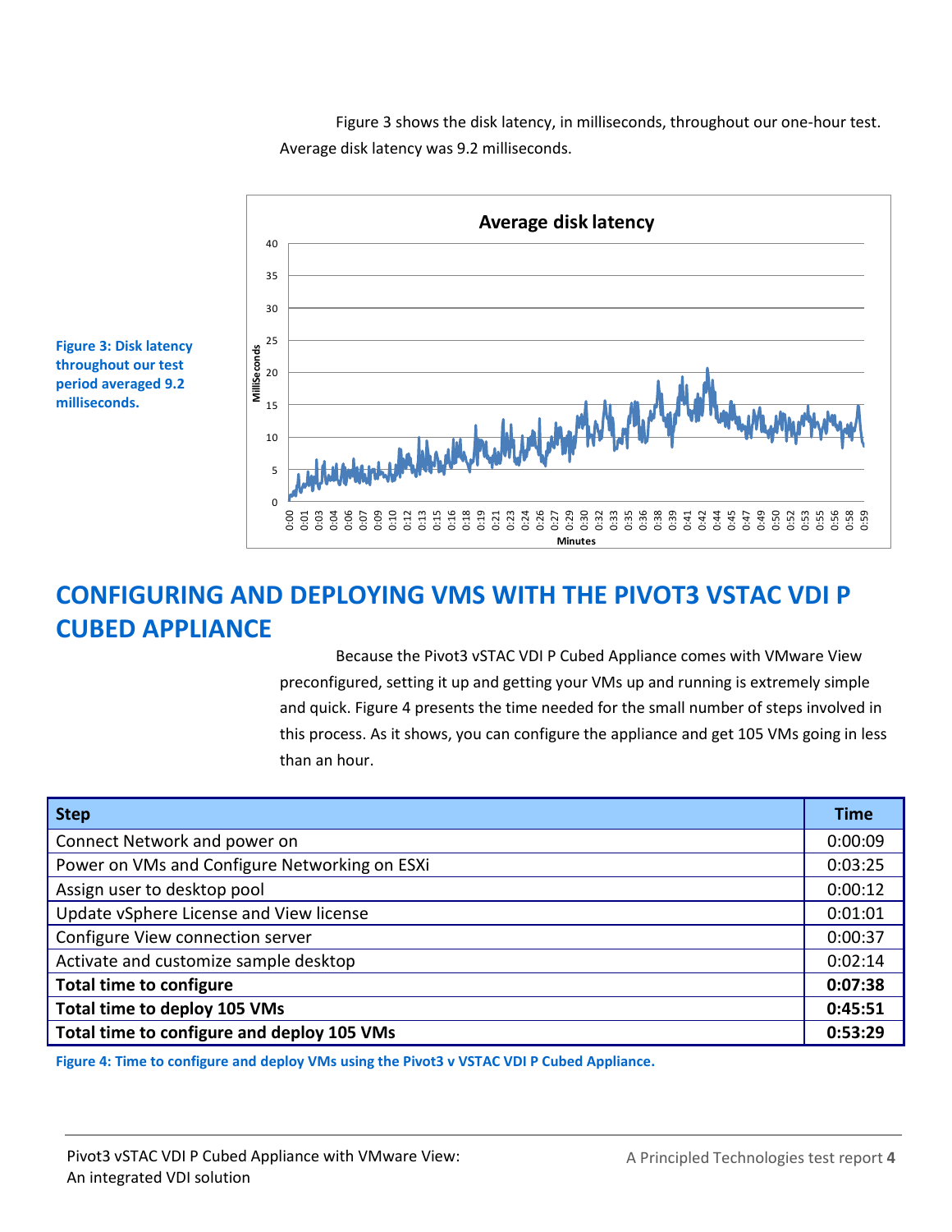Figure 3 shows the disk latency, in milliseconds, throughout our one-hour test. Average disk latency was 9.2 milliseconds.

**Figure 3: Disk latency throughout our test period averaged 9.2 milliseconds.**

## CONFIGURING AND DEPLOYING VMS WITH THE PIVOT3 VSTAC VDI P CUBED APPLIANCE

Because the Pivot3 vSTAC VDI P Cubed Appliance comes with VMware View preconfigured, setting it up and getting your VMs up and running is extremely simple and quick. Figure 4 presents the time needed for the small number of steps involved in this process. As it shows, you can configure the appliance and get 105 VMs going in less than an hour.

| Step | Time |
|---|---|
| Connect Network and power on | 0:00:09 |
| Power on VMs and Configure Networking on ESXi | 0:03:25 |
| Assign user to desktop pool | 0:00:12 |
| Update vSphere License and View license | 0:01:01 |
| Configure View connection server | 0:00:37 |
| Activate and customize sample desktop | 0:02:14 |
| **Total time to configure** | **0:07:38** |
| **Total time to deploy 105 VMs** | **0:45:51** |
| **Total time to configure and deploy 105 VMs** | **0:53:29** |

**Figure 4: Time to configure and deploy VMs using the Pivot3 v VSTAC VDI P Cubed Appliance.**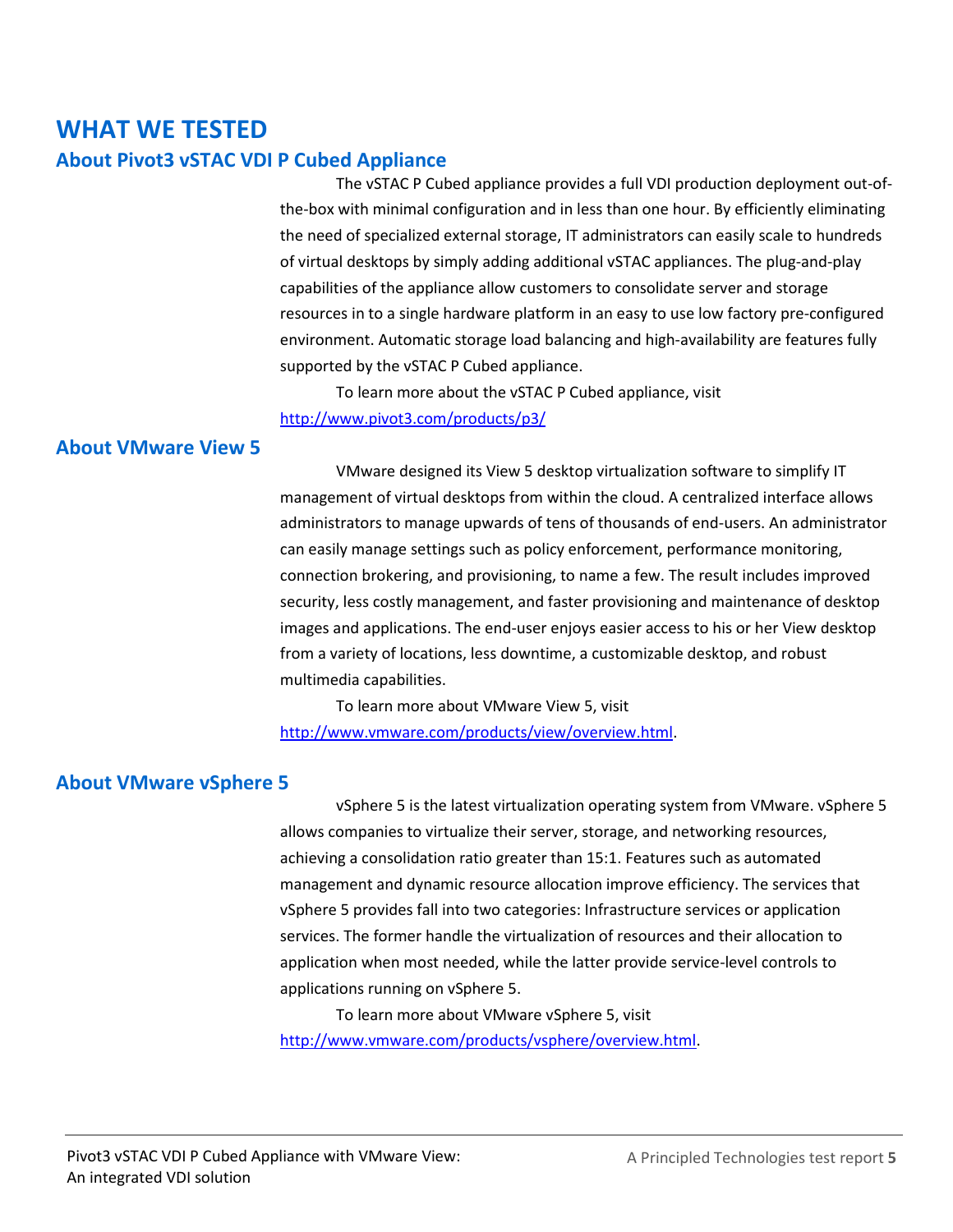# WHAT WE TESTED

## About Pivot3 vSTAC VDI P Cubed Appliance

The vSTAC P Cubed appliance provides a full VDI production deployment out-of-the-box with minimal configuration and in less than one hour. By efficiently eliminating the need of specialized external storage, IT administrators can easily scale to hundreds of virtual desktops by simply adding additional vSTAC appliances. The plug-and-play capabilities of the appliance allow customers to consolidate server and storage resources in to a single hardware platform in an easy to use low factory pre-configured environment. Automatic storage load balancing and high-availability are features fully supported by the vSTAC P Cubed appliance.

To learn more about the vSTAC P Cubed appliance, visit http://www.pivot3.com/products/p3/

## About VMware View 5

VMware designed its View 5 desktop virtualization software to simplify IT management of virtual desktops from within the cloud. A centralized interface allows administrators to manage upwards of tens of thousands of end-users. An administrator can easily manage settings such as policy enforcement, performance monitoring, connection brokering, and provisioning, to name a few. The result includes improved security, less costly management, and faster provisioning and maintenance of desktop images and applications. The end-user enjoys easier access to his or her View desktop from a variety of locations, less downtime, a customizable desktop, and robust multimedia capabilities.

To learn more about VMware View 5, visit http://www.vmware.com/products/view/overview.html.

## About VMware vSphere 5

vSphere 5 is the latest virtualization operating system from VMware. vSphere 5 allows companies to virtualize their server, storage, and networking resources, achieving a consolidation ratio greater than 15:1. Features such as automated management and dynamic resource allocation improve efficiency. The services that vSphere 5 provides fall into two categories: Infrastructure services or application services. The former handle the virtualization of resources and their allocation to application when most needed, while the latter provide service-level controls to applications running on vSphere 5.

To learn more about VMware vSphere 5, visit http://www.vmware.com/products/vsphere/overview.html.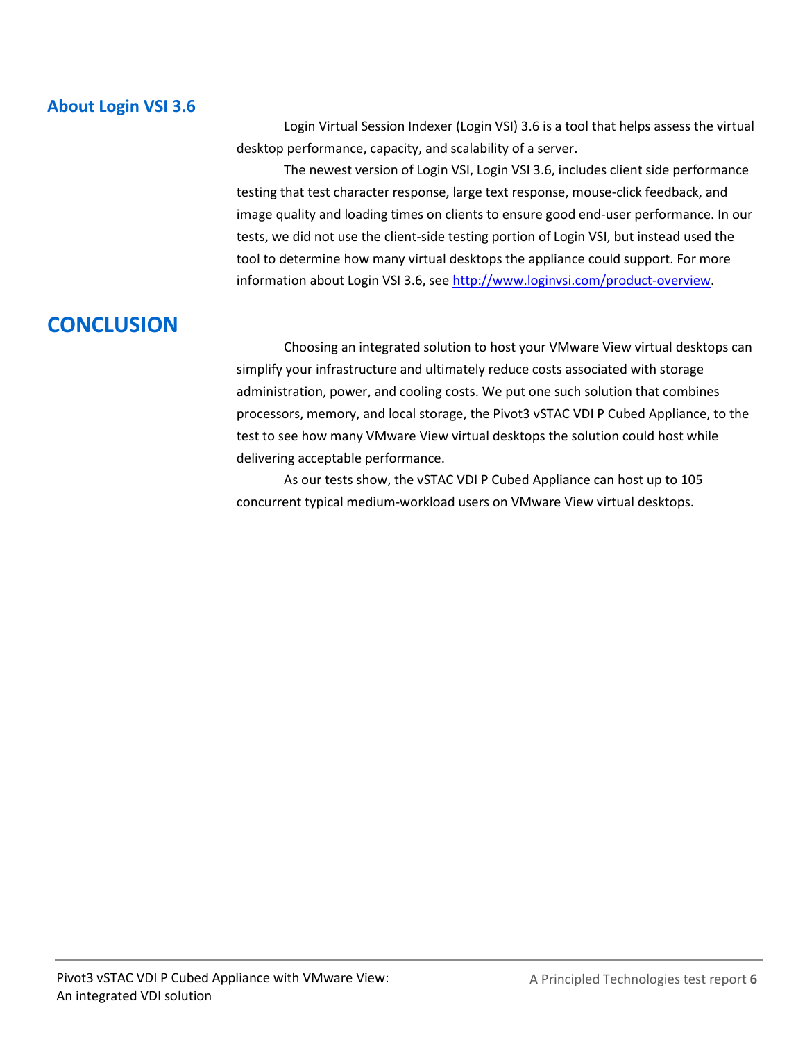### About Login VSI 3.6

Login Virtual Session Indexer (Login VSI) 3.6 is a tool that helps assess the virtual desktop performance, capacity, and scalability of a server.

The newest version of Login VSI, Login VSI 3.6, includes client side performance testing that test character response, large text response, mouse-click feedback, and image quality and loading times on clients to ensure good end-user performance. In our tests, we did not use the client-side testing portion of Login VSI, but instead used the tool to determine how many virtual desktops the appliance could support. For more information about Login VSI 3.6, see http://www.loginvsi.com/product-overview.

## CONCLUSION

Choosing an integrated solution to host your VMware View virtual desktops can simplify your infrastructure and ultimately reduce costs associated with storage administration, power, and cooling costs. We put one such solution that combines processors, memory, and local storage, the Pivot3 vSTAC VDI P Cubed Appliance, to the test to see how many VMware View virtual desktops the solution could host while delivering acceptable performance.

As our tests show, the vSTAC VDI P Cubed Appliance can host up to 105 concurrent typical medium-workload users on VMware View virtual desktops.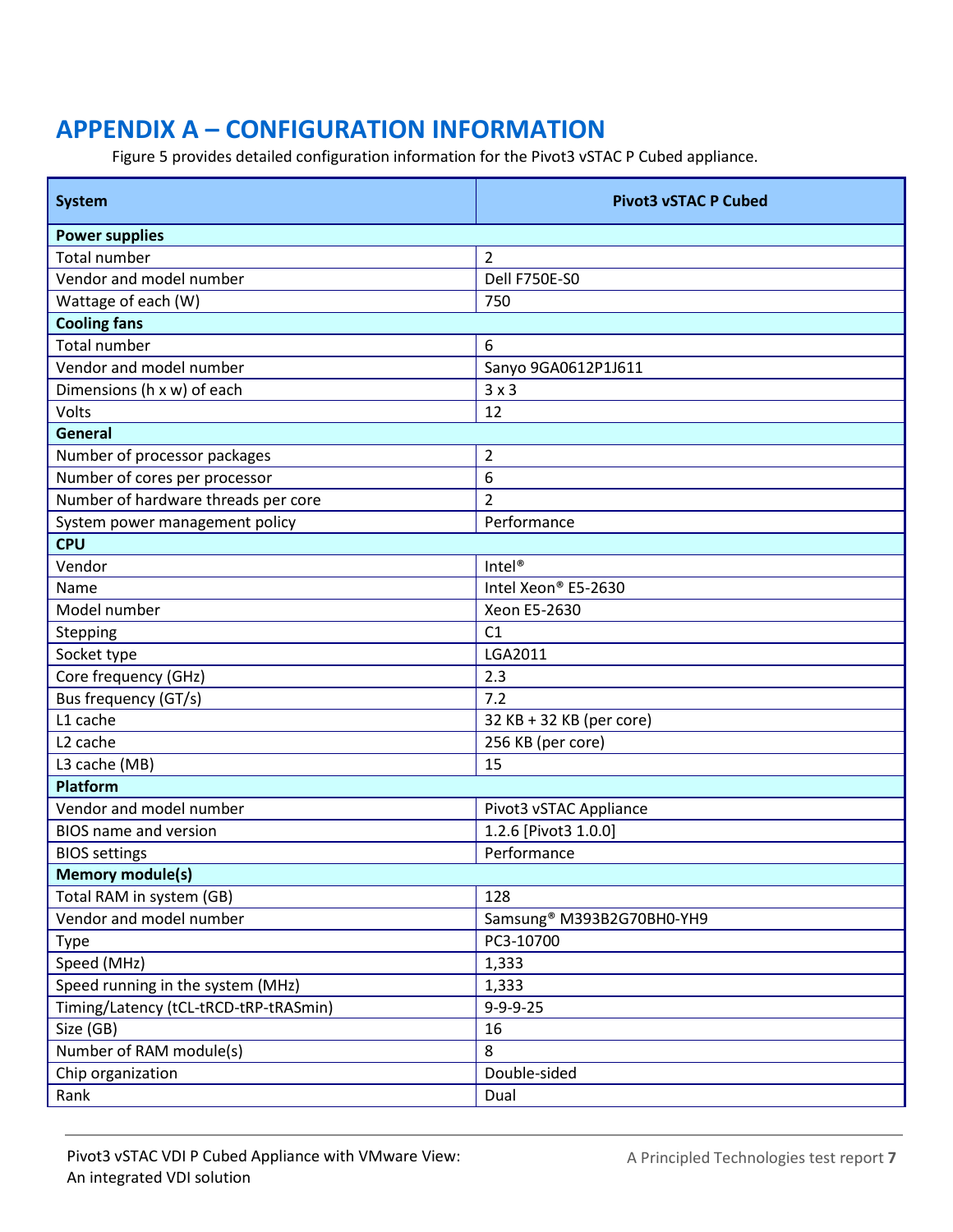# APPENDIX A – CONFIGURATION INFORMATION

Figure 5 provides detailed configuration information for the Pivot3 vSTAC P Cubed appliance.

| System | Pivot3 vSTAC P Cubed |
|---|---|
| **Power supplies** | |
| Total number | 2 |
| Vendor and model number | Dell F750E-S0 |
| Wattage of each (W) | 750 |
| **Cooling fans** | |
| Total number | 6 |
| Vendor and model number | Sanyo 9GA0612P1J611 |
| Dimensions (h x w) of each | 3 x 3 |
| Volts | 12 |
| **General** | |
| Number of processor packages | 2 |
| Number of cores per processor | 6 |
| Number of hardware threads per core | 2 |
| System power management policy | Performance |
| **CPU** | |
| Vendor | Intel® |
| Name | Intel Xeon® E5-2630 |
| Model number | Xeon E5-2630 |
| Stepping | C1 |
| Socket type | LGA2011 |
| Core frequency (GHz) | 2.3 |
| Bus frequency (GT/s) | 7.2 |
| L1 cache | 32 KB + 32 KB (per core) |
| L2 cache | 256 KB (per core) |
| L3 cache (MB) | 15 |
| **Platform** | |
| Vendor and model number | Pivot3 vSTAC Appliance |
| BIOS name and version | 1.2.6 [Pivot3 1.0.0] |
| BIOS settings | Performance |
| **Memory module(s)** | |
| Total RAM in system (GB) | 128 |
| Vendor and model number | Samsung® M393B2G70BH0-YH9 |
| Type | PC3-10700 |
| Speed (MHz) | 1,333 |
| Speed running in the system (MHz) | 1,333 |
| Timing/Latency (tCL-tRCD-tRP-tRASmin) | 9-9-9-25 |
| Size (GB) | 16 |
| Number of RAM module(s) | 8 |
| Chip organization | Double-sided |
| Rank | Dual |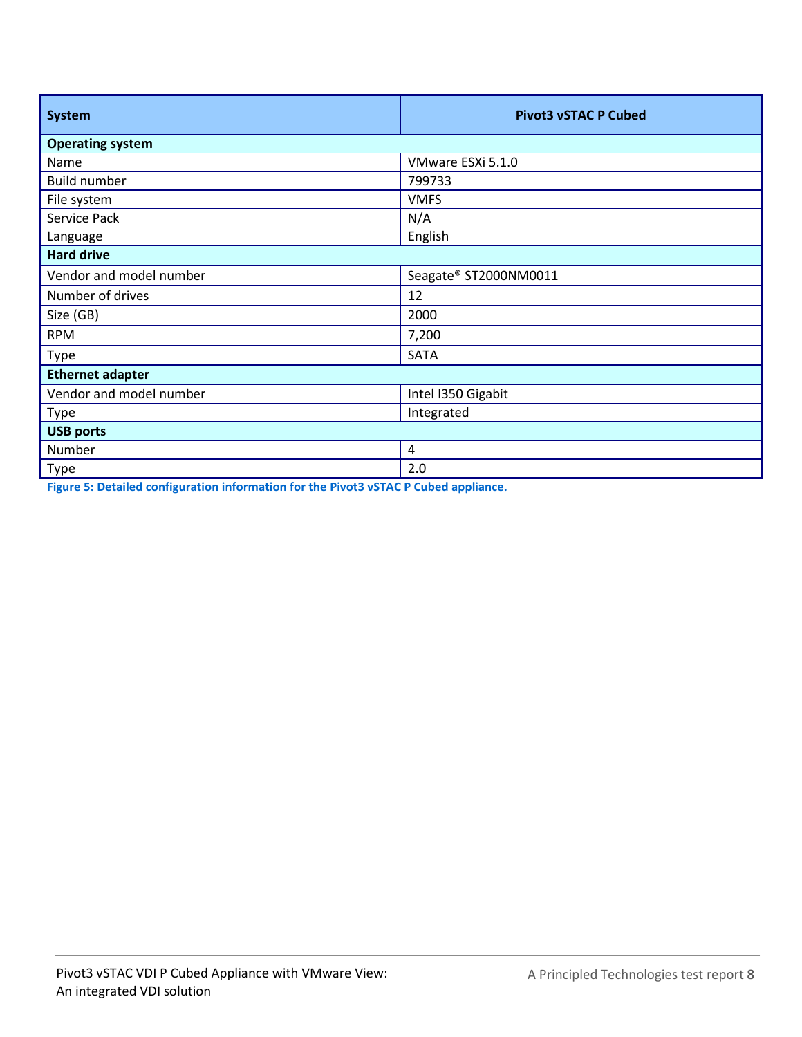| System | Pivot3 vSTAC P Cubed |
| --- | --- |
| **Operating system** | |
| Name | VMware ESXi 5.1.0 |
| Build number | 799733 |
| File system | VMFS |
| Service Pack | N/A |
| Language | English |
| **Hard drive** | |
| Vendor and model number | Seagate® ST2000NM0011 |
| Number of drives | 12 |
| Size (GB) | 2000 |
| RPM | 7,200 |
| Type | SATA |
| **Ethernet adapter** | |
| Vendor and model number | Intel I350 Gigabit |
| Type | Integrated |
| **USB ports** | |
| Number | 4 |
| Type | 2.0 |

**Figure 5: Detailed configuration information for the Pivot3 vSTAC P Cubed appliance.**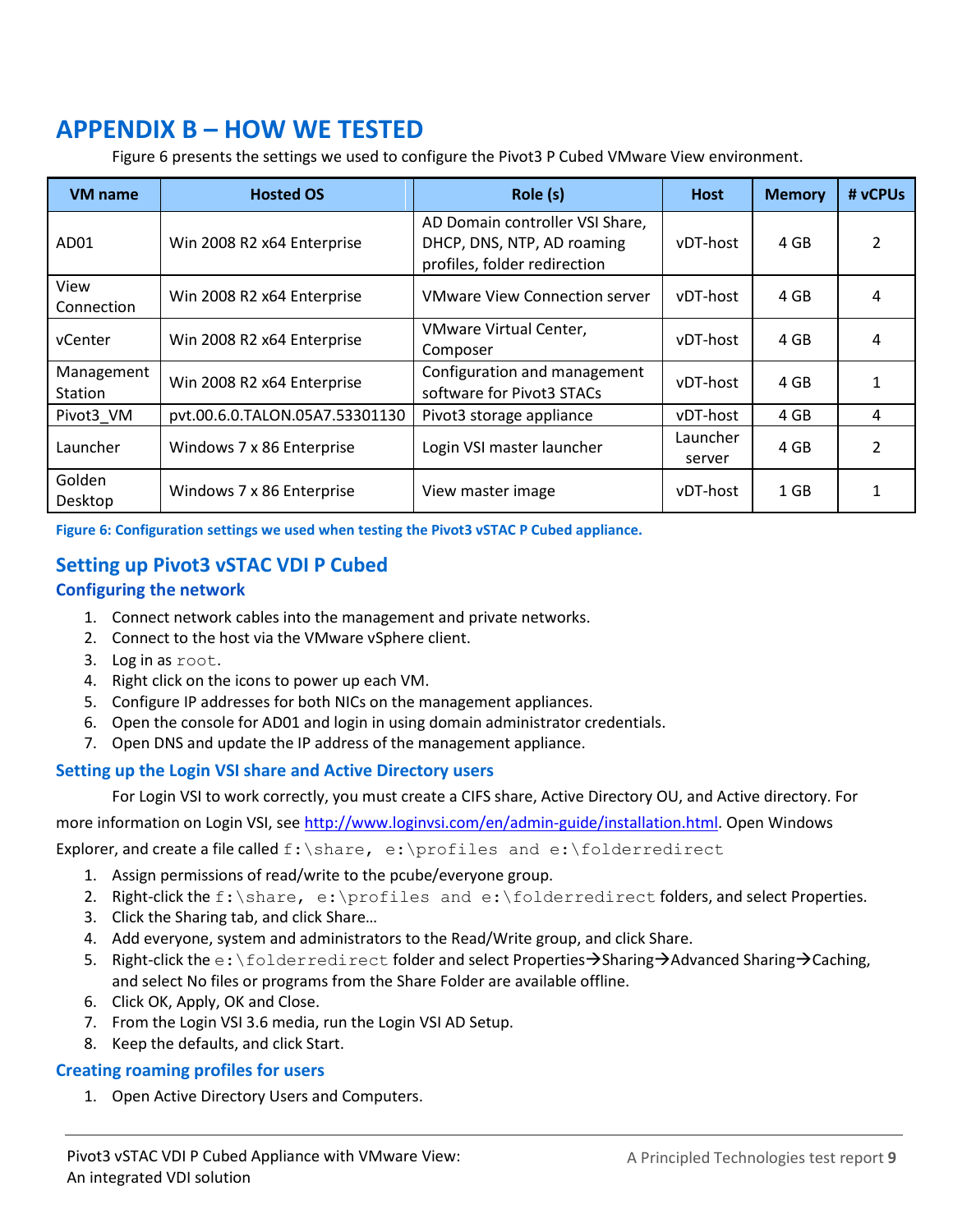## APPENDIX B – HOW WE TESTED

Figure 6 presents the settings we used to configure the Pivot3 P Cubed VMware View environment.

| VM name | Hosted OS | Role (s) | Host | Memory | # vCPUs |
|---|---|---|---|---|---|
| AD01 | Win 2008 R2 x64 Enterprise | AD Domain controller VSI Share, DHCP, DNS, NTP, AD roaming profiles, folder redirection | vDT-host | 4 GB | 2 |
| View Connection | Win 2008 R2 x64 Enterprise | VMware View Connection server | vDT-host | 4 GB | 4 |
| vCenter | Win 2008 R2 x64 Enterprise | VMware Virtual Center, Composer | vDT-host | 4 GB | 4 |
| Management Station | Win 2008 R2 x64 Enterprise | Configuration and management software for Pivot3 STACs | vDT-host | 4 GB | 1 |
| Pivot3_VM | pvt.00.6.0.TALON.05A7.53301130 | Pivot3 storage appliance | vDT-host | 4 GB | 4 |
| Launcher | Windows 7 x 86 Enterprise | Login VSI master launcher | Launcher server | 4 GB | 2 |
| Golden Desktop | Windows 7 x 86 Enterprise | View master image | vDT-host | 1 GB | 1 |

**Figure 6: Configuration settings we used when testing the Pivot3 vSTAC P Cubed appliance.**

### Setting up Pivot3 vSTAC VDI P Cubed

#### Configuring the network

1. Connect network cables into the management and private networks.
2. Connect to the host via the VMware vSphere client.
3. Log in as `root`.
4. Right click on the icons to power up each VM.
5. Configure IP addresses for both NICs on the management appliances.
6. Open the console for AD01 and login in using domain administrator credentials.
7. Open DNS and update the IP address of the management appliance.

#### Setting up the Login VSI share and Active Directory users

For Login VSI to work correctly, you must create a CIFS share, Active Directory OU, and Active directory. For more information on Login VSI, see http://www.loginvsi.com/en/admin-guide/installation.html. Open Windows Explorer, and create a file called `f:\share, e:\profiles and e:\folderredirect`

1. Assign permissions of read/write to the pcube/everyone group.
2. Right-click the `f:\share, e:\profiles and e:\folderredirect` folders, and select Properties.
3. Click the Sharing tab, and click Share…
4. Add everyone, system and administrators to the Read/Write group, and click Share.
5. Right-click the `e:\folderredirect` folder and select Properties→Sharing→Advanced Sharing→Caching, and select No files or programs from the Share Folder are available offline.
6. Click OK, Apply, OK and Close.
7. From the Login VSI 3.6 media, run the Login VSI AD Setup.
8. Keep the defaults, and click Start.

#### Creating roaming profiles for users

1. Open Active Directory Users and Computers.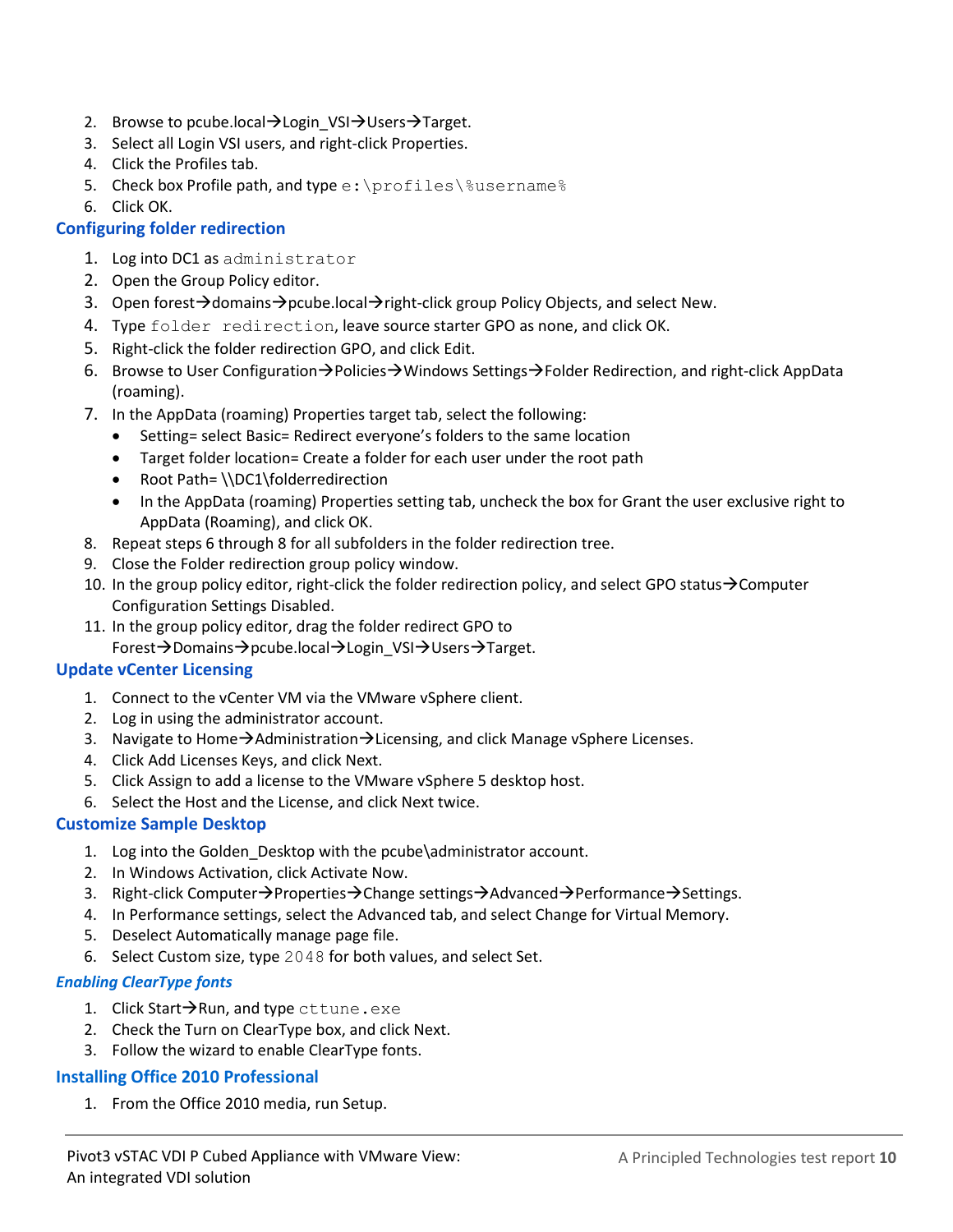2. Browse to pcube.local→Login_VSI→Users→Target.
3. Select all Login VSI users, and right-click Properties.
4. Click the Profiles tab.
5. Check box Profile path, and type `e:\profiles\%username%`
6. Click OK.

## Configuring folder redirection

1. Log into DC1 as `administrator`
2. Open the Group Policy editor.
3. Open forest→domains→pcube.local→right-click group Policy Objects, and select New.
4. Type `folder redirection`, leave source starter GPO as none, and click OK.
5. Right-click the folder redirection GPO, and click Edit.
6. Browse to User Configuration→Policies→Windows Settings→Folder Redirection, and right-click AppData (roaming).
7. In the AppData (roaming) Properties target tab, select the following:
   - Setting= select Basic= Redirect everyone's folders to the same location
   - Target folder location= Create a folder for each user under the root path
   - Root Path= \\DC1\folderredirection
   - In the AppData (roaming) Properties setting tab, uncheck the box for Grant the user exclusive right to AppData (Roaming), and click OK.
8. Repeat steps 6 through 8 for all subfolders in the folder redirection tree.
9. Close the Folder redirection group policy window.
10. In the group policy editor, right-click the folder redirection policy, and select GPO status→Computer Configuration Settings Disabled.
11. In the group policy editor, drag the folder redirect GPO to Forest→Domains→pcube.local→Login_VSI→Users→Target.

## Update vCenter Licensing

1. Connect to the vCenter VM via the VMware vSphere client.
2. Log in using the administrator account.
3. Navigate to Home→Administration→Licensing, and click Manage vSphere Licenses.
4. Click Add Licenses Keys, and click Next.
5. Click Assign to add a license to the VMware vSphere 5 desktop host.
6. Select the Host and the License, and click Next twice.

## Customize Sample Desktop

1. Log into the Golden_Desktop with the pcube\administrator account.
2. In Windows Activation, click Activate Now.
3. Right-click Computer→Properties→Change settings→Advanced→Performance→Settings.
4. In Performance settings, select the Advanced tab, and select Change for Virtual Memory.
5. Deselect Automatically manage page file.
6. Select Custom size, type `2048` for both values, and select Set.

### *Enabling ClearType fonts*

1. Click Start→Run, and type `cttune.exe`
2. Check the Turn on ClearType box, and click Next.
3. Follow the wizard to enable ClearType fonts.

## Installing Office 2010 Professional

1. From the Office 2010 media, run Setup.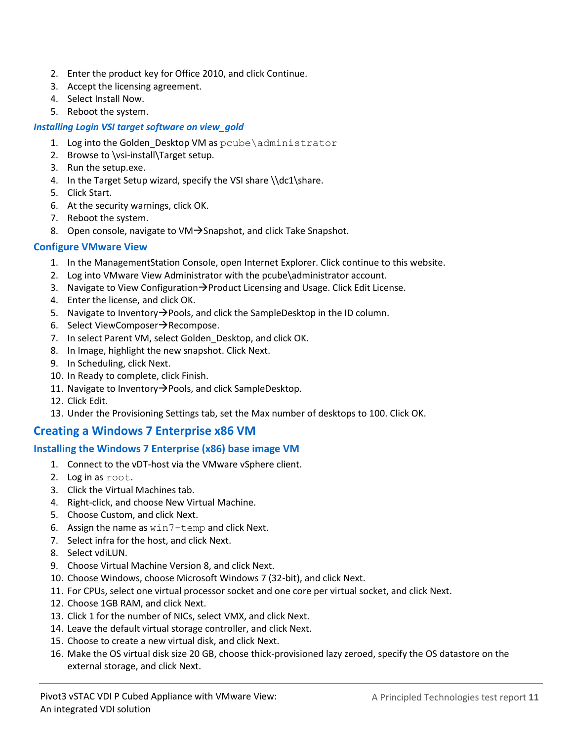2. Enter the product key for Office 2010, and click Continue.
3. Accept the licensing agreement.
4. Select Install Now.
5. Reboot the system.

#### Installing Login VSI target software on view_gold

1. Log into the Golden_Desktop VM as `pcube\administrator`
2. Browse to \vsi-install\Target setup.
3. Run the setup.exe.
4. In the Target Setup wizard, specify the VSI share \\dc1\share.
5. Click Start.
6. At the security warnings, click OK.
7. Reboot the system.
8. Open console, navigate to VM→Snapshot, and click Take Snapshot.

### Configure VMware View

1. In the ManagementStation Console, open Internet Explorer. Click continue to this website.
2. Log into VMware View Administrator with the pcube\administrator account.
3. Navigate to View Configuration→Product Licensing and Usage. Click Edit License.
4. Enter the license, and click OK.
5. Navigate to Inventory→Pools, and click the SampleDesktop in the ID column.
6. Select ViewComposer→Recompose.
7. In select Parent VM, select Golden_Desktop, and click OK.
8. In Image, highlight the new snapshot. Click Next.
9. In Scheduling, click Next.
10. In Ready to complete, click Finish.
11. Navigate to Inventory→Pools, and click SampleDesktop.
12. Click Edit.
13. Under the Provisioning Settings tab, set the Max number of desktops to 100. Click OK.

## Creating a Windows 7 Enterprise x86 VM

### Installing the Windows 7 Enterprise (x86) base image VM

1. Connect to the vDT-host via the VMware vSphere client.
2. Log in as `root`.
3. Click the Virtual Machines tab.
4. Right-click, and choose New Virtual Machine.
5. Choose Custom, and click Next.
6. Assign the name as `win7-temp` and click Next.
7. Select infra for the host, and click Next.
8. Select vdiLUN.
9. Choose Virtual Machine Version 8, and click Next.
10. Choose Windows, choose Microsoft Windows 7 (32-bit), and click Next.
11. For CPUs, select one virtual processor socket and one core per virtual socket, and click Next.
12. Choose 1GB RAM, and click Next.
13. Click 1 for the number of NICs, select VMX, and click Next.
14. Leave the default virtual storage controller, and click Next.
15. Choose to create a new virtual disk, and click Next.
16. Make the OS virtual disk size 20 GB, choose thick-provisioned lazy zeroed, specify the OS datastore on the external storage, and click Next.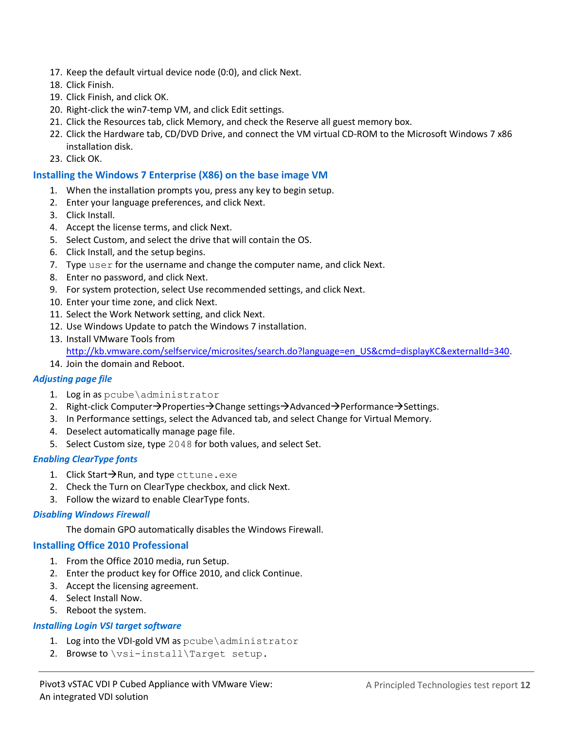17. Keep the default virtual device node (0:0), and click Next.
18. Click Finish.
19. Click Finish, and click OK.
20. Right-click the win7-temp VM, and click Edit settings.
21. Click the Resources tab, click Memory, and check the Reserve all guest memory box.
22. Click the Hardware tab, CD/DVD Drive, and connect the VM virtual CD-ROM to the Microsoft Windows 7 x86 installation disk.
23. Click OK.

## Installing the Windows 7 Enterprise (X86) on the base image VM

1. When the installation prompts you, press any key to begin setup.
2. Enter your language preferences, and click Next.
3. Click Install.
4. Accept the license terms, and click Next.
5. Select Custom, and select the drive that will contain the OS.
6. Click Install, and the setup begins.
7. Type `user` for the username and change the computer name, and click Next.
8. Enter no password, and click Next.
9. For system protection, select Use recommended settings, and click Next.
10. Enter your time zone, and click Next.
11. Select the Work Network setting, and click Next.
12. Use Windows Update to patch the Windows 7 installation.
13. Install VMware Tools from http://kb.vmware.com/selfservice/microsites/search.do?language=en_US&cmd=displayKC&externalId=340.
14. Join the domain and Reboot.

### *Adjusting page file*

1. Log in as `pcube\administrator`
2. Right-click Computer→Properties→Change settings→Advanced→Performance→Settings.
3. In Performance settings, select the Advanced tab, and select Change for Virtual Memory.
4. Deselect automatically manage page file.
5. Select Custom size, type `2048` for both values, and select Set.

### *Enabling ClearType fonts*

1. Click Start→Run, and type `cttune.exe`
2. Check the Turn on ClearType checkbox, and click Next.
3. Follow the wizard to enable ClearType fonts.

### *Disabling Windows Firewall*

The domain GPO automatically disables the Windows Firewall.

## Installing Office 2010 Professional

1. From the Office 2010 media, run Setup.
2. Enter the product key for Office 2010, and click Continue.
3. Accept the licensing agreement.
4. Select Install Now.
5. Reboot the system.

### *Installing Login VSI target software*

1. Log into the VDI-gold VM as `pcube\administrator`
2. Browse to `\vsi-install\Target setup.`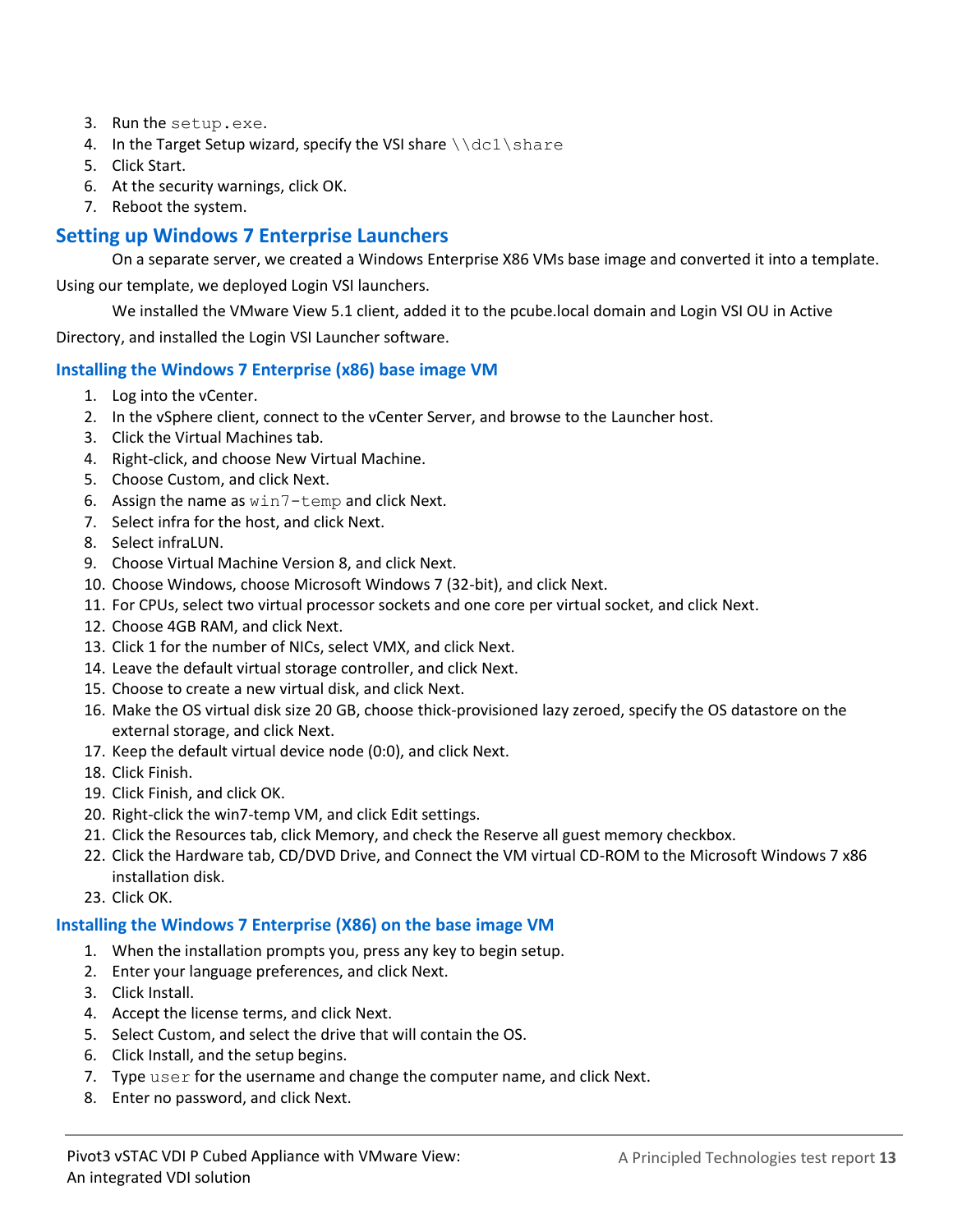3. Run the `setup.exe`.
4. In the Target Setup wizard, specify the VSI share `\\dc1\share`
5. Click Start.
6. At the security warnings, click OK.
7. Reboot the system.

## Setting up Windows 7 Enterprise Launchers

On a separate server, we created a Windows Enterprise X86 VMs base image and converted it into a template. Using our template, we deployed Login VSI launchers.

We installed the VMware View 5.1 client, added it to the pcube.local domain and Login VSI OU in Active Directory, and installed the Login VSI Launcher software.

### Installing the Windows 7 Enterprise (x86) base image VM

1. Log into the vCenter.
2. In the vSphere client, connect to the vCenter Server, and browse to the Launcher host.
3. Click the Virtual Machines tab.
4. Right-click, and choose New Virtual Machine.
5. Choose Custom, and click Next.
6. Assign the name as `win7-temp` and click Next.
7. Select infra for the host, and click Next.
8. Select infraLUN.
9. Choose Virtual Machine Version 8, and click Next.
10. Choose Windows, choose Microsoft Windows 7 (32-bit), and click Next.
11. For CPUs, select two virtual processor sockets and one core per virtual socket, and click Next.
12. Choose 4GB RAM, and click Next.
13. Click 1 for the number of NICs, select VMX, and click Next.
14. Leave the default virtual storage controller, and click Next.
15. Choose to create a new virtual disk, and click Next.
16. Make the OS virtual disk size 20 GB, choose thick-provisioned lazy zeroed, specify the OS datastore on the external storage, and click Next.
17. Keep the default virtual device node (0:0), and click Next.
18. Click Finish.
19. Click Finish, and click OK.
20. Right-click the win7-temp VM, and click Edit settings.
21. Click the Resources tab, click Memory, and check the Reserve all guest memory checkbox.
22. Click the Hardware tab, CD/DVD Drive, and Connect the VM virtual CD-ROM to the Microsoft Windows 7 x86 installation disk.
23. Click OK.

### Installing the Windows 7 Enterprise (X86) on the base image VM

1. When the installation prompts you, press any key to begin setup.
2. Enter your language preferences, and click Next.
3. Click Install.
4. Accept the license terms, and click Next.
5. Select Custom, and select the drive that will contain the OS.
6. Click Install, and the setup begins.
7. Type `user` for the username and change the computer name, and click Next.
8. Enter no password, and click Next.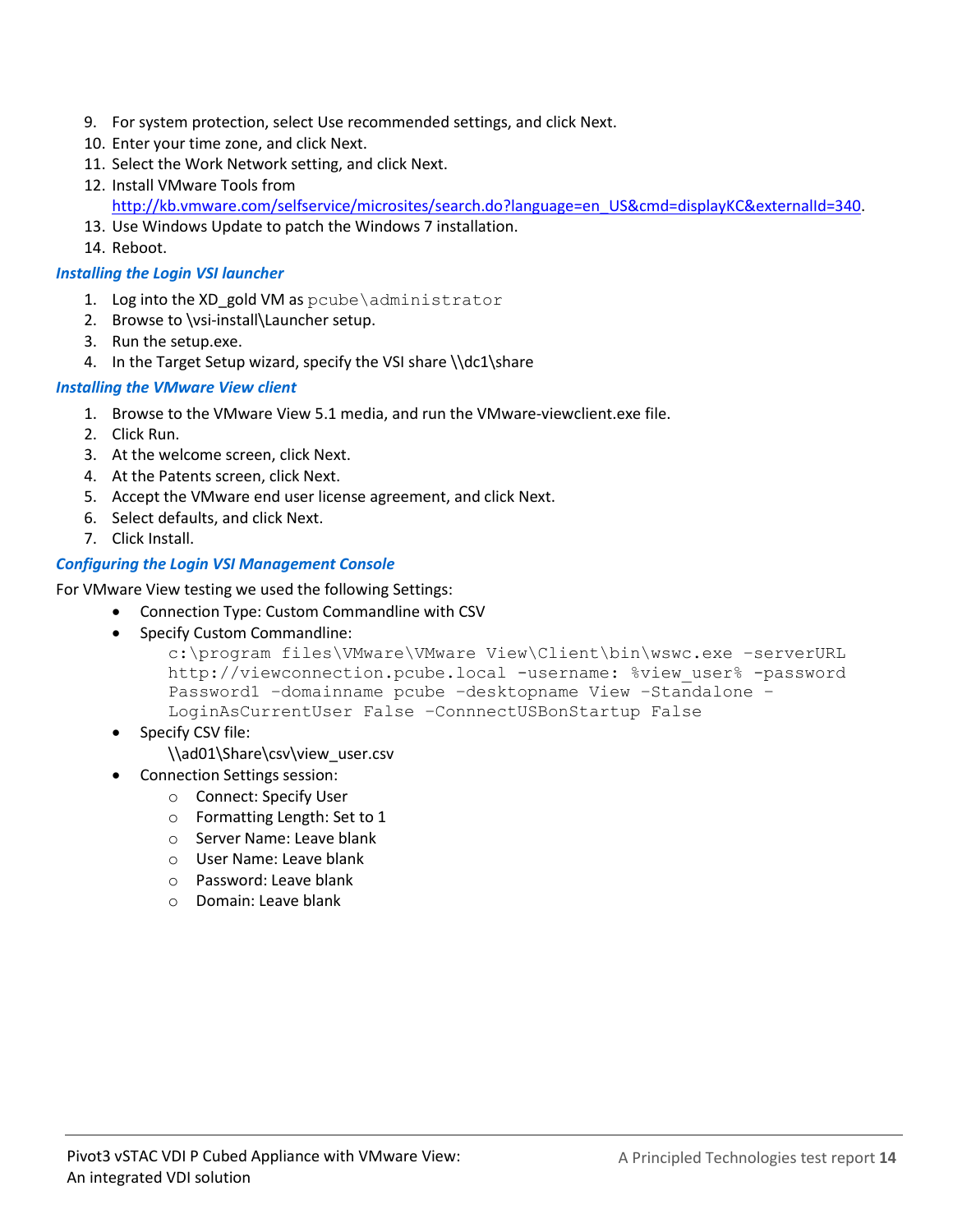9. For system protection, select Use recommended settings, and click Next.
10. Enter your time zone, and click Next.
11. Select the Work Network setting, and click Next.
12. Install VMware Tools from http://kb.vmware.com/selfservice/microsites/search.do?language=en_US&cmd=displayKC&externalId=340.
13. Use Windows Update to patch the Windows 7 installation.
14. Reboot.

### *Installing the Login VSI launcher*

1. Log into the XD_gold VM as `pcube\administrator`
2. Browse to \vsi-install\Launcher setup.
3. Run the setup.exe.
4. In the Target Setup wizard, specify the VSI share \\dc1\share

### *Installing the VMware View client*

1. Browse to the VMware View 5.1 media, and run the VMware-viewclient.exe file.
2. Click Run.
3. At the welcome screen, click Next.
4. At the Patents screen, click Next.
5. Accept the VMware end user license agreement, and click Next.
6. Select defaults, and click Next.
7. Click Install.

### *Configuring the Login VSI Management Console*

For VMware View testing we used the following Settings:

- Connection Type: Custom Commandline with CSV
- Specify Custom Commandline:

  ```
  c:\program files\VMware\VMware View\Client\bin\wswc.exe -serverURL
  http://viewconnection.pcube.local -username: %view_user% -password
  Password1 -domainname pcube -desktopname View -Standalone -
  LoginAsCurrentUser False -ConnnectUSBonStartup False
  ```

- Specify CSV file:

  \\ad01\Share\csv\view_user.csv

- Connection Settings session:
  - Connect: Specify User
  - Formatting Length: Set to 1
  - Server Name: Leave blank
  - User Name: Leave blank
  - Password: Leave blank
  - Domain: Leave blank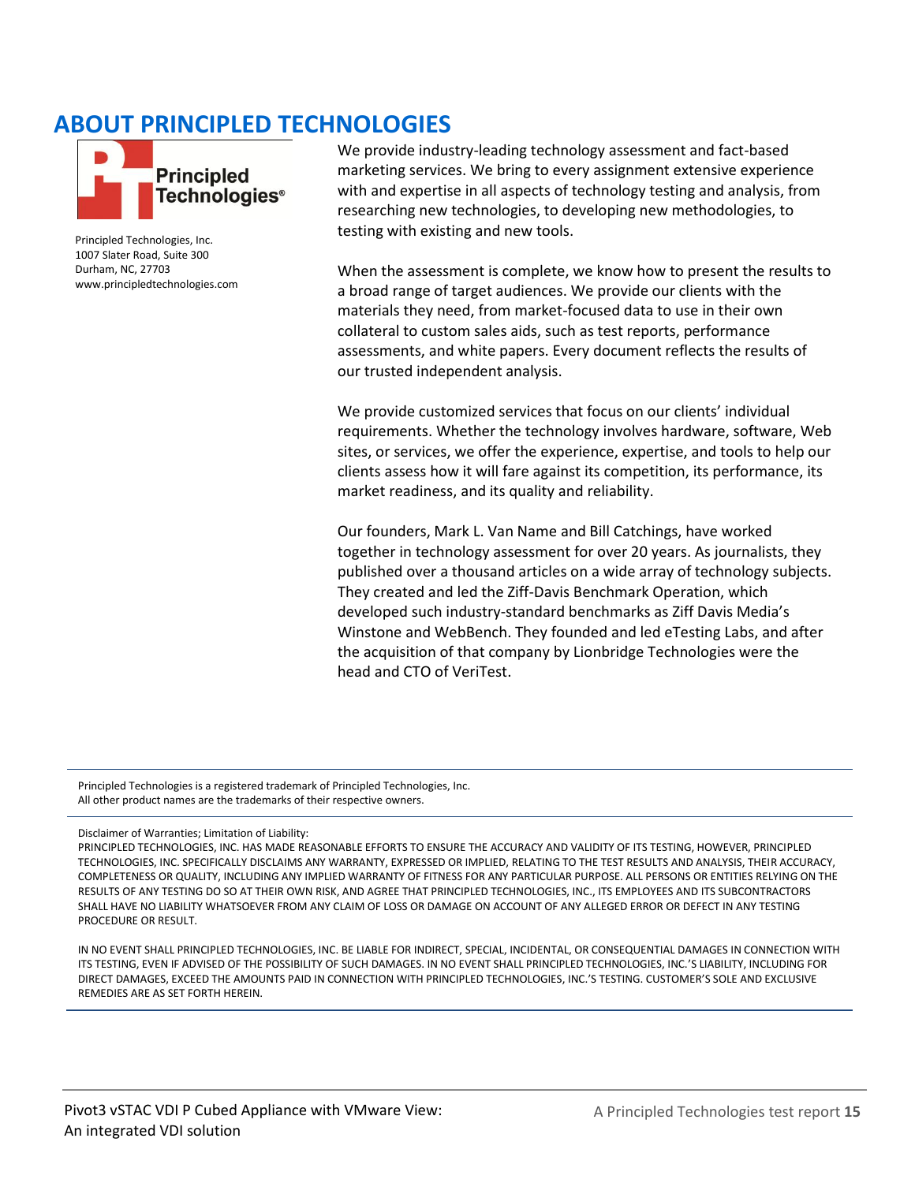# ABOUT PRINCIPLED TECHNOLOGIES

Principled Technologies, Inc.
1007 Slater Road, Suite 300
Durham, NC, 27703
www.principledtechnologies.com

We provide industry-leading technology assessment and fact-based marketing services. We bring to every assignment extensive experience with and expertise in all aspects of technology testing and analysis, from researching new technologies, to developing new methodologies, to testing with existing and new tools.

When the assessment is complete, we know how to present the results to a broad range of target audiences. We provide our clients with the materials they need, from market-focused data to use in their own collateral to custom sales aids, such as test reports, performance assessments, and white papers. Every document reflects the results of our trusted independent analysis.

We provide customized services that focus on our clients' individual requirements. Whether the technology involves hardware, software, Web sites, or services, we offer the experience, expertise, and tools to help our clients assess how it will fare against its competition, its performance, its market readiness, and its quality and reliability.

Our founders, Mark L. Van Name and Bill Catchings, have worked together in technology assessment for over 20 years. As journalists, they published over a thousand articles on a wide array of technology subjects. They created and led the Ziff-Davis Benchmark Operation, which developed such industry-standard benchmarks as Ziff Davis Media's Winstone and WebBench. They founded and led eTesting Labs, and after the acquisition of that company by Lionbridge Technologies were the head and CTO of VeriTest.

---

Principled Technologies is a registered trademark of Principled Technologies, Inc.
All other product names are the trademarks of their respective owners.

---

Disclaimer of Warranties; Limitation of Liability:
PRINCIPLED TECHNOLOGIES, INC. HAS MADE REASONABLE EFFORTS TO ENSURE THE ACCURACY AND VALIDITY OF ITS TESTING, HOWEVER, PRINCIPLED TECHNOLOGIES, INC. SPECIFICALLY DISCLAIMS ANY WARRANTY, EXPRESSED OR IMPLIED, RELATING TO THE TEST RESULTS AND ANALYSIS, THEIR ACCURACY, COMPLETENESS OR QUALITY, INCLUDING ANY IMPLIED WARRANTY OF FITNESS FOR ANY PARTICULAR PURPOSE. ALL PERSONS OR ENTITIES RELYING ON THE RESULTS OF ANY TESTING DO SO AT THEIR OWN RISK, AND AGREE THAT PRINCIPLED TECHNOLOGIES, INC., ITS EMPLOYEES AND ITS SUBCONTRACTORS SHALL HAVE NO LIABILITY WHATSOEVER FROM ANY CLAIM OF LOSS OR DAMAGE ON ACCOUNT OF ANY ALLEGED ERROR OR DEFECT IN ANY TESTING PROCEDURE OR RESULT.

IN NO EVENT SHALL PRINCIPLED TECHNOLOGIES, INC. BE LIABLE FOR INDIRECT, SPECIAL, INCIDENTAL, OR CONSEQUENTIAL DAMAGES IN CONNECTION WITH ITS TESTING, EVEN IF ADVISED OF THE POSSIBILITY OF SUCH DAMAGES. IN NO EVENT SHALL PRINCIPLED TECHNOLOGIES, INC.'S LIABILITY, INCLUDING FOR DIRECT DAMAGES, EXCEED THE AMOUNTS PAID IN CONNECTION WITH PRINCIPLED TECHNOLOGIES, INC.'S TESTING. CUSTOMER'S SOLE AND EXCLUSIVE REMEDIES ARE AS SET FORTH HEREIN.